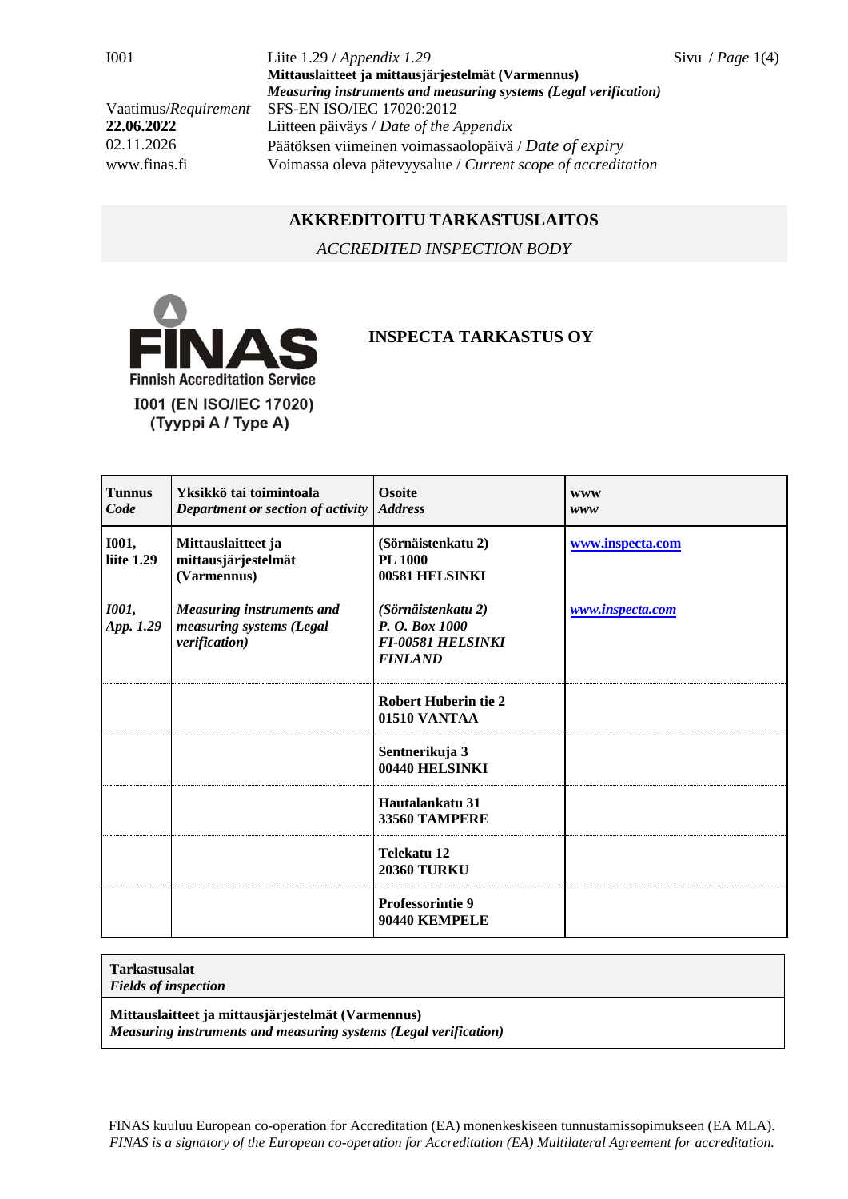| I001 | Liite 1.29 / *Appendix 1.29* | Sivu / *Page* 1(4) |
|---|---|---|
| | **Mittauslaitteet ja mittausjärjestelmät (Varmennus)** | |
| | ***Measuring instruments and measuring systems (Legal verification)*** | |
| Vaatimus/*Requirement* | SFS-EN ISO/IEC 17020:2012 | |
| **22.06.2022** | Liitteen päiväys / *Date of the Appendix* | |
| 02.11.2026 | Päätöksen viimeinen voimassaolopäivä / *Date of expiry* | |
| www.finas.fi | Voimassa oleva pätevyysalue / *Current scope of accreditation* | |

## AKKREDITOITU TARKASTUSLAITOS

*ACCREDITED INSPECTION BODY*

FINAS
Finnish Accreditation Service
I001 (EN ISO/IEC 17020)
(Tyyppi A / Type A)

**INSPECTA TARKASTUS OY**

| **Tunnus** *Code* | **Yksikkö tai toimintoala** *Department or section of activity* | **Osoite** *Address* | **www** *www* |
|---|---|---|---|
| **I001, liite 1.29** | **Mittauslaitteet ja mittausjärjestelmät (Varmennus)** | **(Sörnäistenkatu 2) PL 1000 00581 HELSINKI** | **www.inspecta.com** |
| ***I001, App. 1.29*** | ***Measuring instruments and measuring systems (Legal verification)*** | ***(Sörnäistenkatu 2) P. O. Box 1000 FI-00581 HELSINKI FINLAND*** | ***www.inspecta.com*** |
| | | **Robert Huberin tie 2 01510 VANTAA** | |
| | | **Sentnerikuja 3 00440 HELSINKI** | |
| | | **Hautalankatu 31 33560 TAMPERE** | |
| | | **Telekatu 12 20360 TURKU** | |
| | | **Professorintie 9 90440 KEMPELE** | |

| **Tarkastusalat** *Fields of inspection* |
|---|
| **Mittauslaitteet ja mittausjärjestelmät (Varmennus)** ***Measuring instruments and measuring systems (Legal verification)*** |

FINAS kuuluu European co-operation for Accreditation (EA) monenkeskiseen tunnustamissopimukseen (EA MLA).
*FINAS is a signatory of the European co-operation for Accreditation (EA) Multilateral Agreement for accreditation.*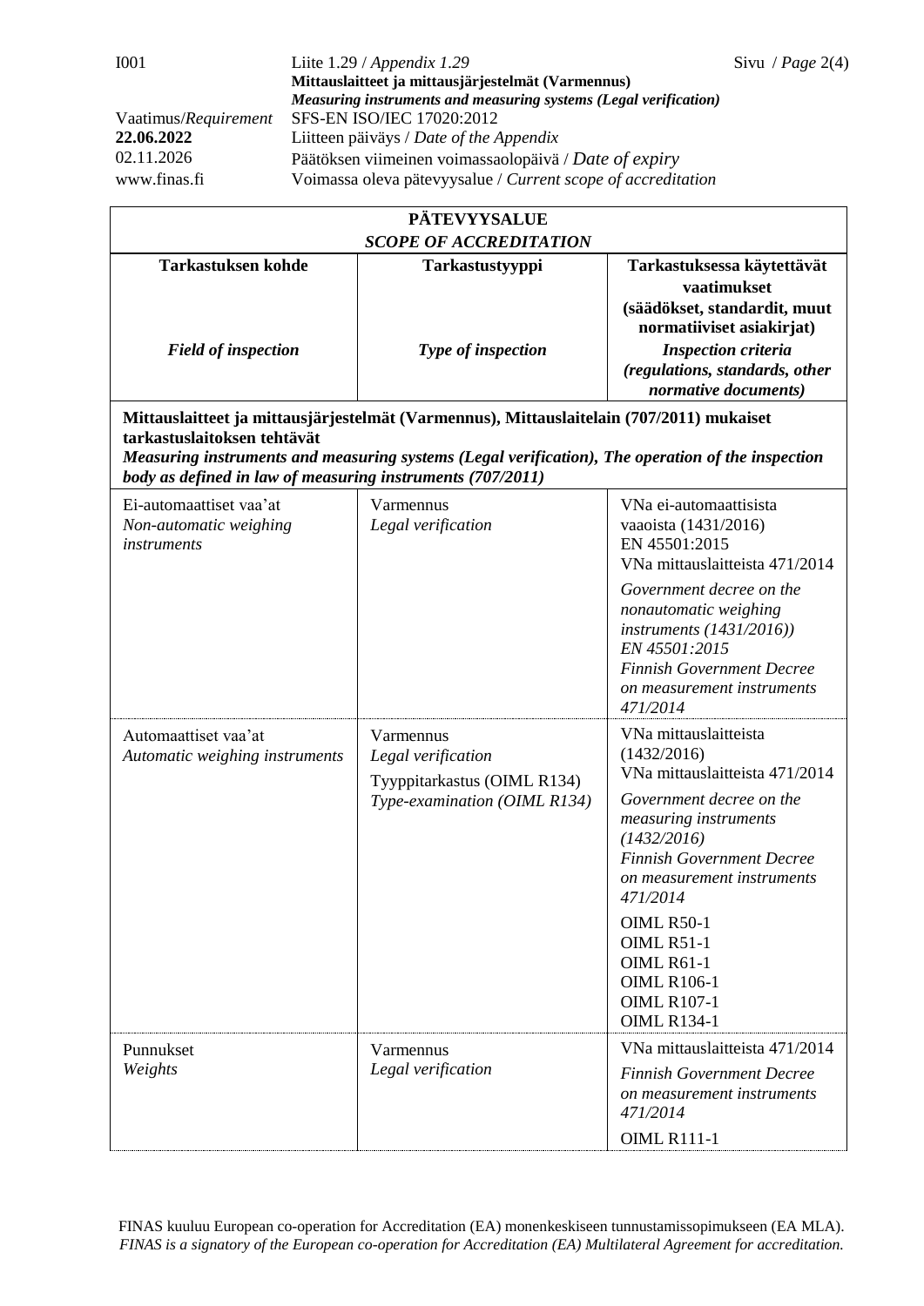| PÄTEVYYSALUE *SCOPE OF ACCREDITATION* | | |
|---|---|---|
| **Tarkastuksen kohde** *Field of inspection* | **Tarkastustyyppi** *Type of inspection* | **Tarkastuksessa käytettävät vaatimukset (säädökset, standardit, muut normatiiviset asiakirjat)** *Inspection criteria (regulations, standards, other normative documents)* |
| **Mittauslaitteet ja mittausjärjestelmät (Varmennus), Mittauslaitelain (707/2011) mukaiset tarkastuslaitoksen tehtävät** ***Measuring instruments and measuring systems (Legal verification), The operation of the inspection body as defined in law of measuring instruments (707/2011)*** | | |
| Ei-automaattiset vaa'at *Non-automatic weighing instruments* | Varmennus *Legal verification* | VNa ei-automaattisista vaaoista (1431/2016) EN 45501:2015 VNa mittauslaitteista 471/2014 *Government decree on the nonautomatic weighing instruments (1431/2016)) EN 45501:2015 Finnish Government Decree on measurement instruments 471/2014* |
| Automaattiset vaa'at *Automatic weighing instruments* | Varmennus *Legal verification* Tyyppitarkastus (OIML R134) *Type-examination (OIML R134)* | VNa mittauslaitteista (1432/2016) VNa mittauslaitteista 471/2014 *Government decree on the measuring instruments (1432/2016) Finnish Government Decree on measurement instruments 471/2014* OIML R50-1 OIML R51-1 OIML R61-1 OIML R106-1 OIML R107-1 OIML R134-1 |
| Punnukset *Weights* | Varmennus *Legal verification* | VNa mittauslaitteisteista 471/2014 *Finnish Government Decree on measurement instruments 471/2014* OIML R111-1 |

FINAS kuuluu European co-operation for Accreditation (EA) monenkeskiseen tunnustamissopimukseen (EA MLA).
*FINAS is a signatory of the European co-operation for Accreditation (EA) Multilateral Agreement for accreditation.*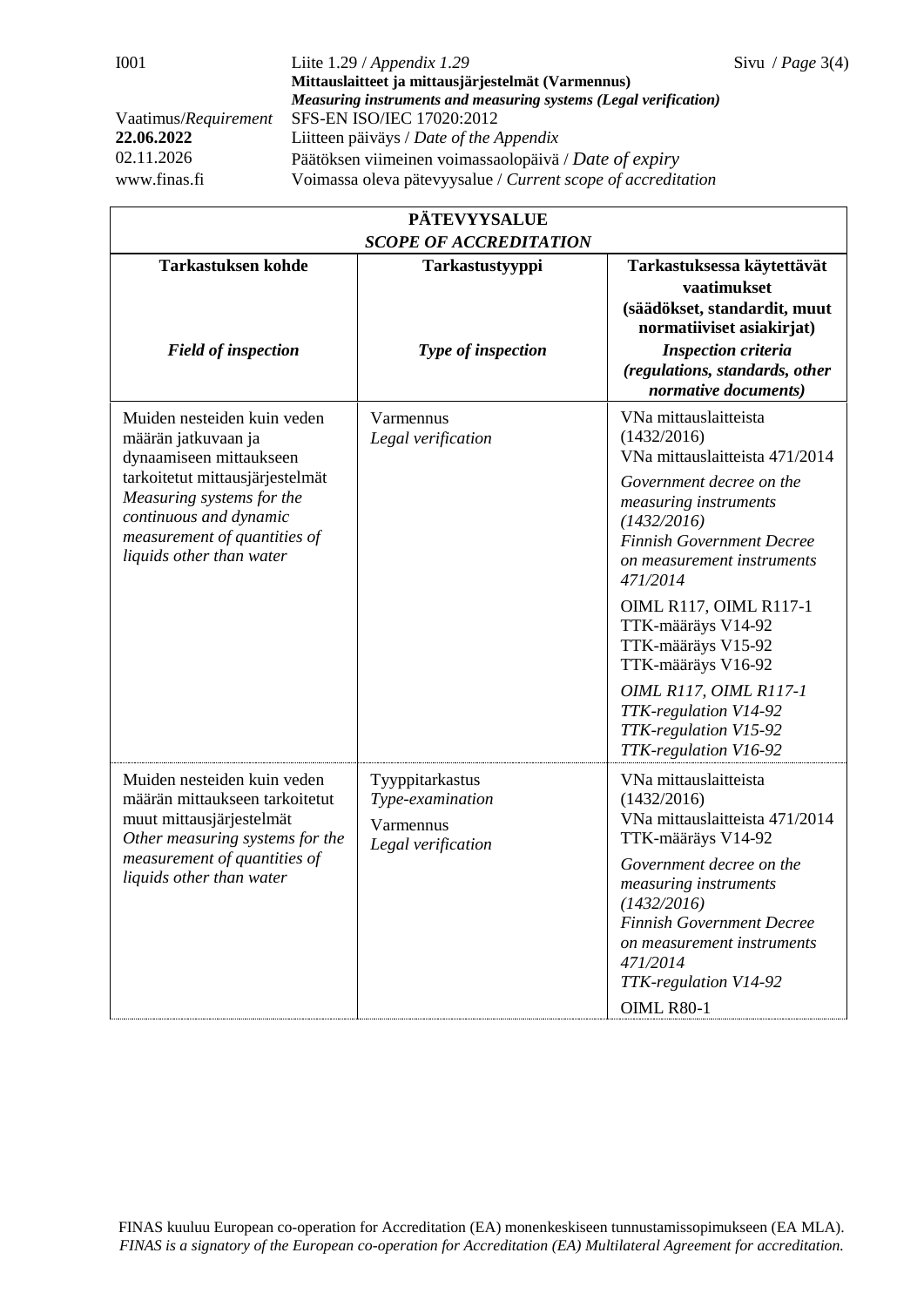| **PÄTEVYYSALUE**<br>***SCOPE OF ACCREDITATION*** | | |
|---|---|---|
| **Tarkastuksen kohde**<br><br>***Field of inspection*** | **Tarkastustyyppi**<br><br>***Type of inspection*** | **Tarkastuksessa käytettävät vaatimukset (säädökset, standardit, muut normatiiviset asiakirjat)**<br>***Inspection criteria (regulations, standards, other normative documents)*** |
| Muiden nesteiden kuin veden määrän jatkuvaan ja dynaamiseen mittaukseen tarkoitetut mittausjärjestelmät<br>*Measuring systems for the continuous and dynamic measurement of quantities of liquids other than water* | Varmennus<br>*Legal verification* | VNa mittauslaitteista (1432/2016)<br>VNa mittauslaitteista 471/2014<br>*Government decree on the measuring instruments (1432/2016)*<br>*Finnish Government Decree on measurement instruments 471/2014*<br>OIML R117, OIML R117-1<br>TTK-määräys V14-92<br>TTK-määräys V15-92<br>TTK-määräys V16-92<br>*OIML R117, OIML R117-1*<br>*TTK-regulation V14-92*<br>*TTK-regulation V15-92*<br>*TTK-regulation V16-92* |
| Muiden nesteiden kuin veden määrän mittaukseen tarkoitetut muut mittausjärjestelmät<br>*Other measuring systems for the measurement of quantities of liquids other than water* | Tyyppitarkastus<br>*Type-examination*<br>Varmennus<br>*Legal verification* | VNa mittauslaitteista (1432/2016)<br>VNa mittauslaitteista 471/2014<br>TTK-määräys V14-92<br>*Government decree on the measuring instruments (1432/2016)*<br>*Finnish Government Decree on measurement instruments 471/2014*<br>*TTK-regulation V14-92*<br>OIML R80-1 |

FINAS kuuluu European co-operation for Accreditation (EA) monenkeskiseen tunnustamissopimukseen (EA MLA).
*FINAS is a signatory of the European co-operation for Accreditation (EA) Multilateral Agreement for accreditation.*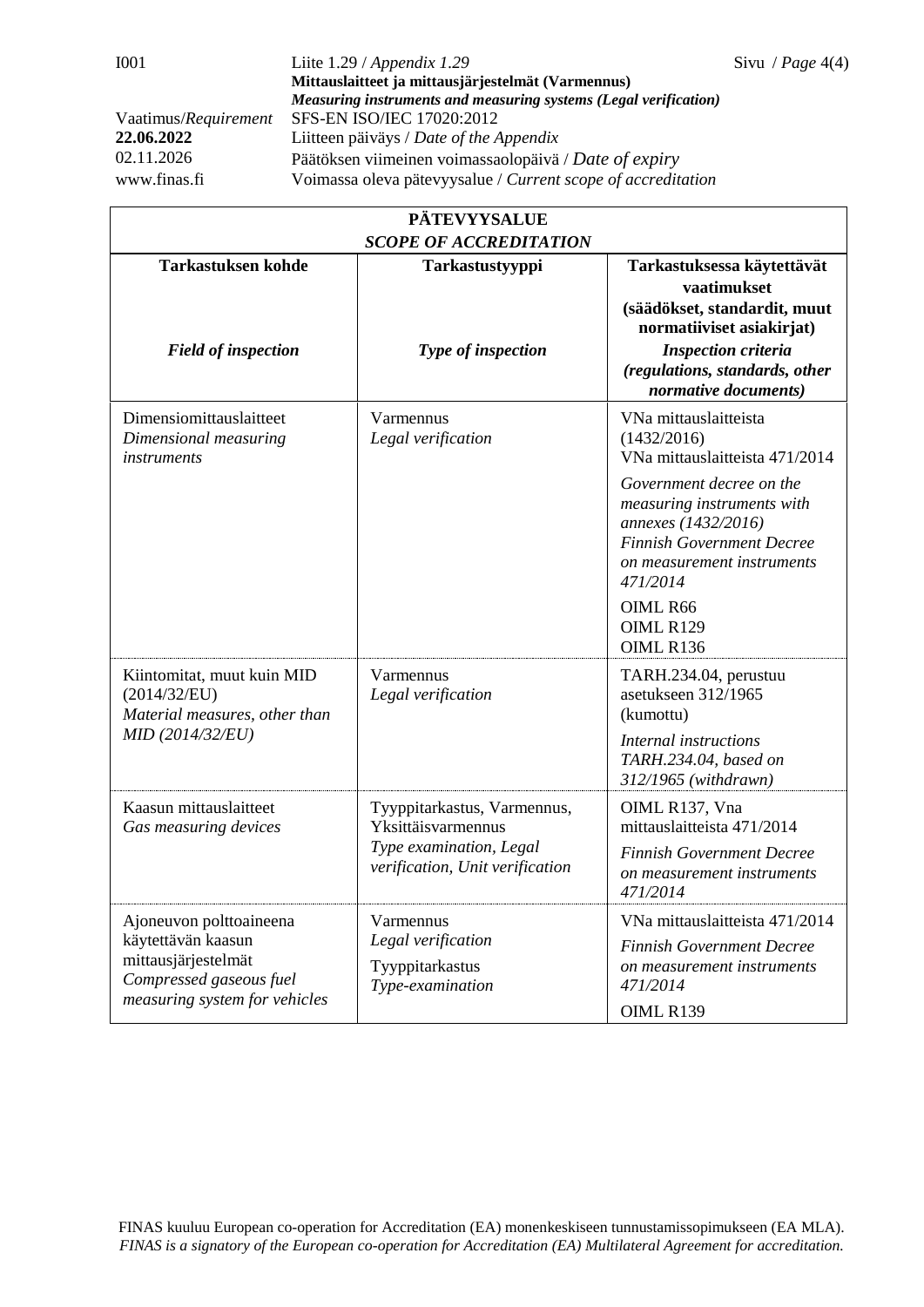| PÄTEVYYSALUE *SCOPE OF ACCREDITATION* | | |
|---|---|---|
| **Tarkastuksen kohde** <br><br> ***Field of inspection*** | **Tarkastustyyppi** <br><br> ***Type of inspection*** | **Tarkastuksessa käytettävät vaatimukset (säädökset, standardit, muut normatiiviset asiakirjat)** <br> ***Inspection criteria (regulations, standards, other normative documents)*** |
| Dimensiomittauslaitteet <br> *Dimensional measuring instruments* | Varmennus <br> *Legal verification* | VNa mittauslaitteista (1432/2016) <br> VNa mittauslaitteista 471/2014 <br><br> *Government decree on the measuring instruments with annexes (1432/2016)* <br> *Finnish Government Decree on measurement instruments 471/2014* <br><br> OIML R66 <br> OIML R129 <br> OIML R136 |
| Kiintomitat, muut kuin MID (2014/32/EU) <br> *Material measures, other than MID (2014/32/EU)* | Varmennus <br> *Legal verification* | TARH.234.04, perustuu asetukseen 312/1965 (kumottu) <br><br> *Internal instructions TARH.234.04, based on 312/1965 (withdrawn)* |
| Kaasun mittauslaitteet <br> *Gas measuring devices* | Tyyppitarkastus, Varmennus, Yksittäisvarmennus <br> *Type examination, Legal verification, Unit verification* | OIML R137, Vna mittauslaitteista 471/2014 <br><br> *Finnish Government Decree on measurement instruments 471/2014* |
| Ajoneuvon polttoaineena käytettävän kaasun mittausjärjestelmät <br> *Compressed gaseous fuel measuring system for vehicles* | Varmennus <br> *Legal verification* <br><br> Tyyppitarkastus <br> *Type-examination* | VNa mittauslaitteista 471/2014 <br><br> *Finnish Government Decree on measurement instruments 471/2014* <br><br> OIML R139 |

FINAS kuuluu European co-operation for Accreditation (EA) monenkeskiseen tunnustamissopimukseen (EA MLA).
*FINAS is a signatory of the European co-operation for Accreditation (EA) Multilateral Agreement for accreditation.*